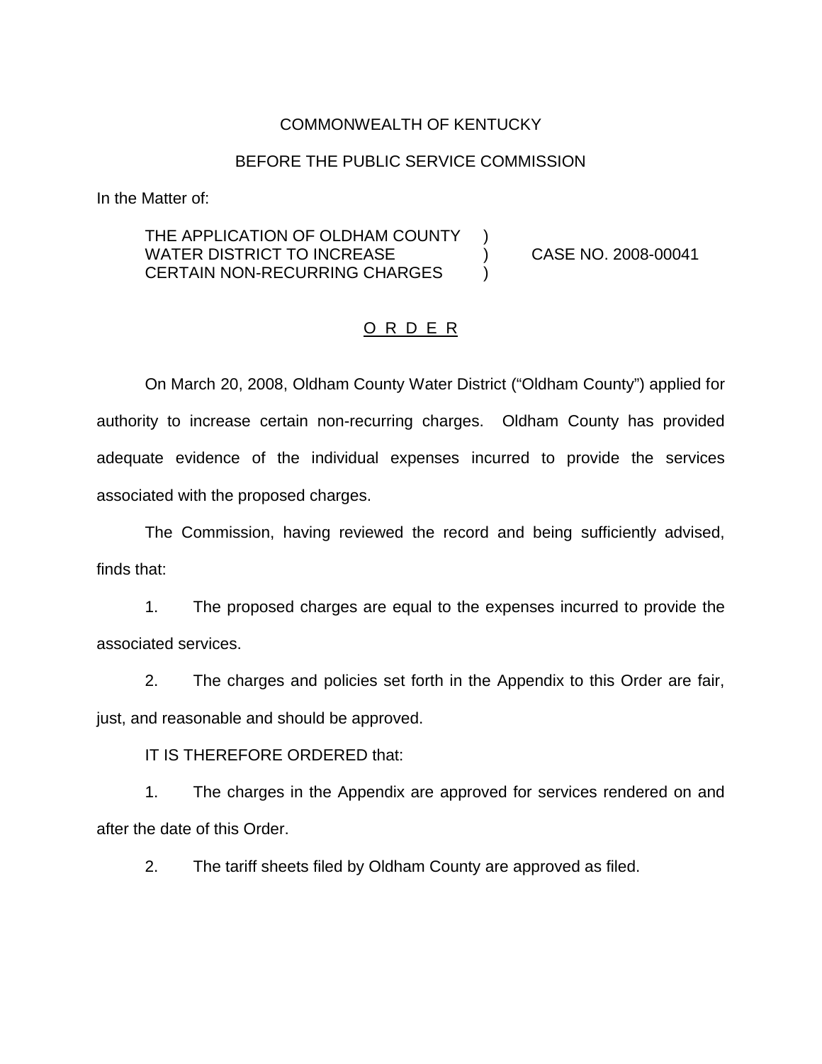COMMONWEALTH OF KENTUCKY

BEFORE THE PUBLIC SERVICE COMMISSION

In the Matter of:

THE APPLICATION OF OLDHAM COUNTY WATER DISTRICT TO INCREASE CERTAIN NON-RECURRING CHARGES ) CASE NO. 2008-00041

## O R D E R

On March 20, 2008, Oldham County Water District ("Oldham County") applied for authority to increase certain non-recurring charges. Oldham County has provided adequate evidence of the individual expenses incurred to provide the services associated with the proposed charges.

The Commission, having reviewed the record and being sufficiently advised, finds that:

1. The proposed charges are equal to the expenses incurred to provide the associated services.

2. The charges and policies set forth in the Appendix to this Order are fair, just, and reasonable and should be approved.

IT IS THEREFORE ORDERED that:

1. The charges in the Appendix are approved for services rendered on and after the date of this Order.

2. The tariff sheets filed by Oldham County are approved as filed.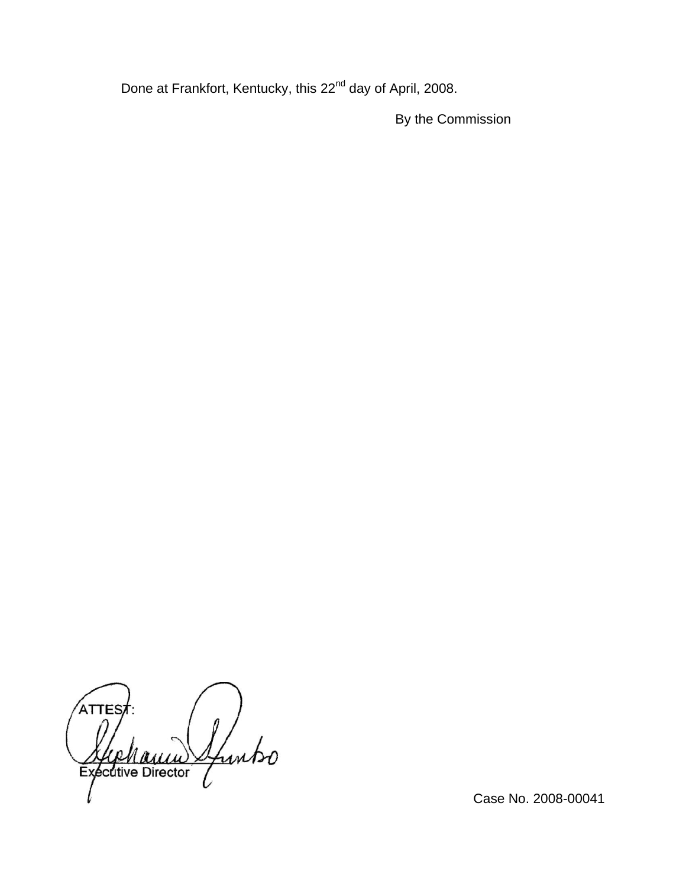Done at Frankfort, Kentucky, this 22nd day of April, 2008.

By the Commission

ATTEST:

Executive Director

Case No. 2008-00041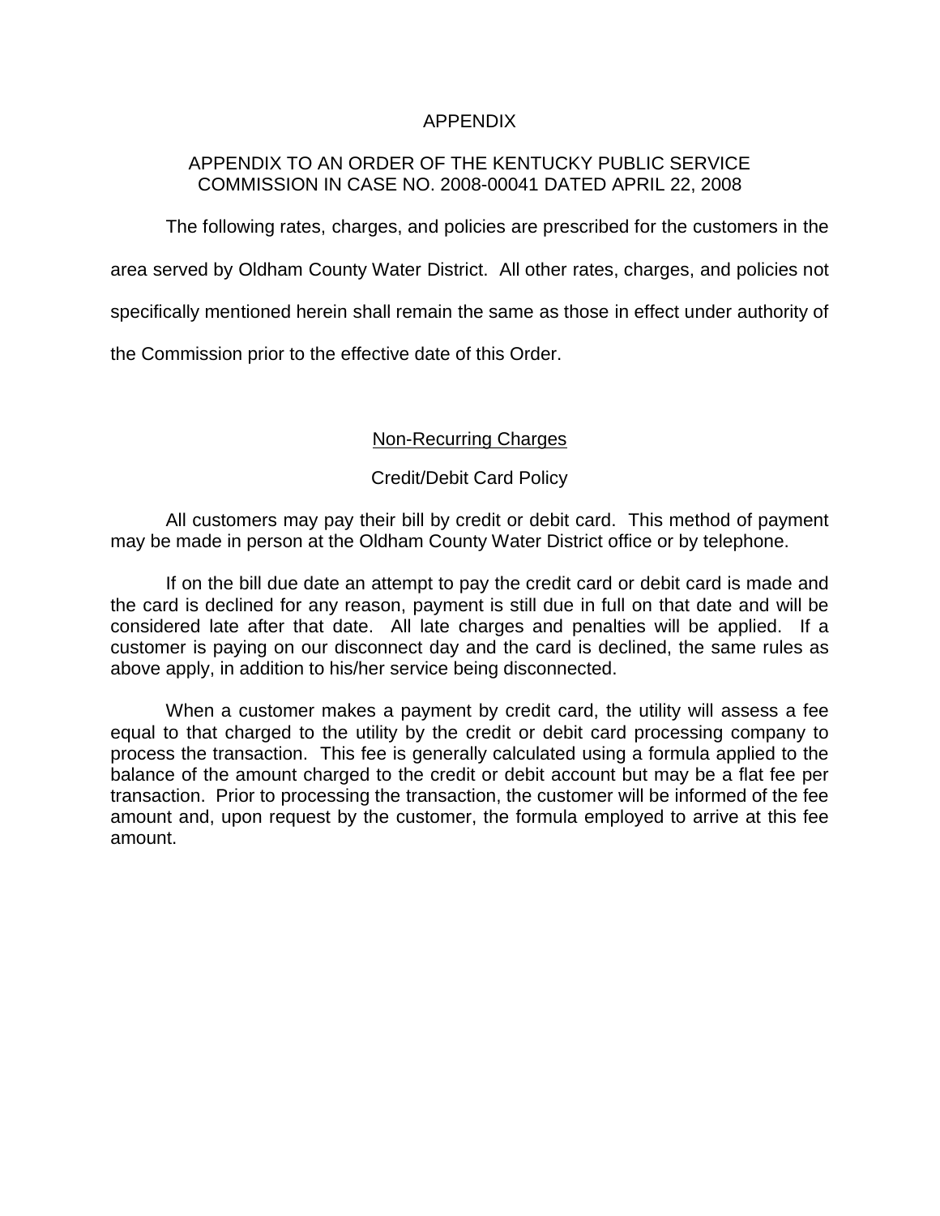# APPENDIX

## APPENDIX TO AN ORDER OF THE KENTUCKY PUBLIC SERVICE COMMISSION IN CASE NO. 2008-00041 DATED APRIL 22, 2008

The following rates, charges, and policies are prescribed for the customers in the area served by Oldham County Water District. All other rates, charges, and policies not specifically mentioned herein shall remain the same as those in effect under authority of the Commission prior to the effective date of this Order.

### Non-Recurring Charges

#### Credit/Debit Card Policy

All customers may pay their bill by credit or debit card. This method of payment may be made in person at the Oldham County Water District office or by telephone.

If on the bill due date an attempt to pay the credit card or debit card is made and the card is declined for any reason, payment is still due in full on that date and will be considered late after that date. All late charges and penalties will be applied. If a customer is paying on our disconnect day and the card is declined, the same rules as above apply, in addition to his/her service being disconnected.

When a customer makes a payment by credit card, the utility will assess a fee equal to that charged to the utility by the credit or debit card processing company to process the transaction. This fee is generally calculated using a formula applied to the balance of the amount charged to the credit or debit account but may be a flat fee per transaction. Prior to processing the transaction, the customer will be informed of the fee amount and, upon request by the customer, the formula employed to arrive at this fee amount.